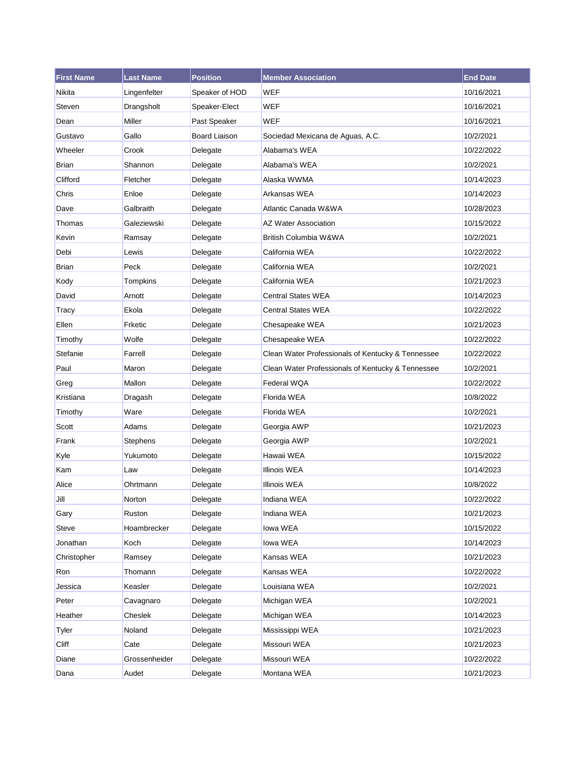| First Name | Last Name | Position | Member Association | End Date |
| --- | --- | --- | --- | --- |
| Nikita | Lingenfelter | Speaker of HOD | WEF | 10/16/2021 |
| Steven | Drangsholt | Speaker-Elect | WEF | 10/16/2021 |
| Dean | Miller | Past Speaker | WEF | 10/16/2021 |
| Gustavo | Gallo | Board Liaison | Sociedad Mexicana de Aguas, A.C. | 10/2/2021 |
| Wheeler | Crook | Delegate | Alabama's WEA | 10/22/2022 |
| Brian | Shannon | Delegate | Alabama's WEA | 10/2/2021 |
| Clifford | Fletcher | Delegate | Alaska WWMA | 10/14/2023 |
| Chris | Enloe | Delegate | Arkansas WEA | 10/14/2023 |
| Dave | Galbraith | Delegate | Atlantic Canada W&WA | 10/28/2023 |
| Thomas | Galeziewski | Delegate | AZ Water Association | 10/15/2022 |
| Kevin | Ramsay | Delegate | British Columbia W&WA | 10/2/2021 |
| Debi | Lewis | Delegate | California WEA | 10/22/2022 |
| Brian | Peck | Delegate | California WEA | 10/2/2021 |
| Kody | Tompkins | Delegate | California WEA | 10/21/2023 |
| David | Arnott | Delegate | Central States WEA | 10/14/2023 |
| Tracy | Ekola | Delegate | Central States WEA | 10/22/2022 |
| Ellen | Frketic | Delegate | Chesapeake WEA | 10/21/2023 |
| Timothy | Wolfe | Delegate | Chesapeake WEA | 10/22/2022 |
| Stefanie | Farrell | Delegate | Clean Water Professionals of Kentucky & Tennessee | 10/22/2022 |
| Paul | Maron | Delegate | Clean Water Professionals of Kentucky & Tennessee | 10/2/2021 |
| Greg | Mallon | Delegate | Federal WQA | 10/22/2022 |
| Kristiana | Dragash | Delegate | Florida WEA | 10/8/2022 |
| Timothy | Ware | Delegate | Florida WEA | 10/2/2021 |
| Scott | Adams | Delegate | Georgia AWP | 10/21/2023 |
| Frank | Stephens | Delegate | Georgia AWP | 10/2/2021 |
| Kyle | Yukumoto | Delegate | Hawaii WEA | 10/15/2022 |
| Kam | Law | Delegate | Illinois WEA | 10/14/2023 |
| Alice | Ohrtmann | Delegate | Illinois WEA | 10/8/2022 |
| Jill | Norton | Delegate | Indiana WEA | 10/22/2022 |
| Gary | Ruston | Delegate | Indiana WEA | 10/21/2023 |
| Steve | Hoambrecker | Delegate | Iowa WEA | 10/15/2022 |
| Jonathan | Koch | Delegate | Iowa WEA | 10/14/2023 |
| Christopher | Ramsey | Delegate | Kansas WEA | 10/21/2023 |
| Ron | Thomann | Delegate | Kansas WEA | 10/22/2022 |
| Jessica | Keasler | Delegate | Louisiana WEA | 10/2/2021 |
| Peter | Cavagnaro | Delegate | Michigan WEA | 10/2/2021 |
| Heather | Cheslek | Delegate | Michigan WEA | 10/14/2023 |
| Tyler | Noland | Delegate | Mississippi WEA | 10/21/2023 |
| Cliff | Cate | Delegate | Missouri WEA | 10/21/2023 |
| Diane | Grossenheider | Delegate | Missouri WEA | 10/22/2022 |
| Dana | Audet | Delegate | Montana WEA | 10/21/2023 |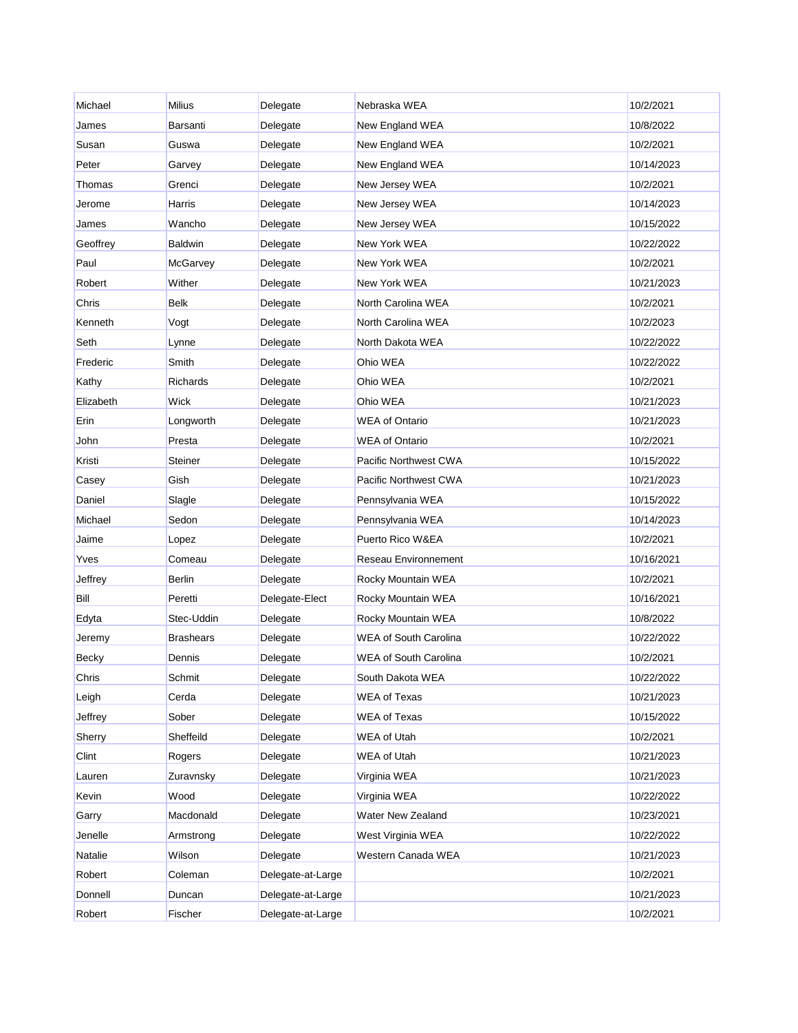| | | | | |
|---|---|---|---|---|
| Michael | Milius | Delegate | Nebraska WEA | 10/2/2021 |
| James | Barsanti | Delegate | New England WEA | 10/8/2022 |
| Susan | Guswa | Delegate | New England WEA | 10/2/2021 |
| Peter | Garvey | Delegate | New England WEA | 10/14/2023 |
| Thomas | Grenci | Delegate | New Jersey WEA | 10/2/2021 |
| Jerome | Harris | Delegate | New Jersey WEA | 10/14/2023 |
| James | Wancho | Delegate | New Jersey WEA | 10/15/2022 |
| Geoffrey | Baldwin | Delegate | New York WEA | 10/22/2022 |
| Paul | McGarvey | Delegate | New York WEA | 10/2/2021 |
| Robert | Wither | Delegate | New York WEA | 10/21/2023 |
| Chris | Belk | Delegate | North Carolina WEA | 10/2/2021 |
| Kenneth | Vogt | Delegate | North Carolina WEA | 10/2/2023 |
| Seth | Lynne | Delegate | North Dakota WEA | 10/22/2022 |
| Frederic | Smith | Delegate | Ohio WEA | 10/22/2022 |
| Kathy | Richards | Delegate | Ohio WEA | 10/2/2021 |
| Elizabeth | Wick | Delegate | Ohio WEA | 10/21/2023 |
| Erin | Longworth | Delegate | WEA of Ontario | 10/21/2023 |
| John | Presta | Delegate | WEA of Ontario | 10/2/2021 |
| Kristi | Steiner | Delegate | Pacific Northwest CWA | 10/15/2022 |
| Casey | Gish | Delegate | Pacific Northwest CWA | 10/21/2023 |
| Daniel | Slagle | Delegate | Pennsylvania WEA | 10/15/2022 |
| Michael | Sedon | Delegate | Pennsylvania WEA | 10/14/2023 |
| Jaime | Lopez | Delegate | Puerto Rico W&EA | 10/2/2021 |
| Yves | Comeau | Delegate | Reseau Environnement | 10/16/2021 |
| Jeffrey | Berlin | Delegate | Rocky Mountain WEA | 10/2/2021 |
| Bill | Peretti | Delegate-Elect | Rocky Mountain WEA | 10/16/2021 |
| Edyta | Stec-Uddin | Delegate | Rocky Mountain WEA | 10/8/2022 |
| Jeremy | Brashears | Delegate | WEA of South Carolina | 10/22/2022 |
| Becky | Dennis | Delegate | WEA of South Carolina | 10/2/2021 |
| Chris | Schmit | Delegate | South Dakota WEA | 10/22/2022 |
| Leigh | Cerda | Delegate | WEA of Texas | 10/21/2023 |
| Jeffrey | Sober | Delegate | WEA of Texas | 10/15/2022 |
| Sherry | Sheffeild | Delegate | WEA of Utah | 10/2/2021 |
| Clint | Rogers | Delegate | WEA of Utah | 10/21/2023 |
| Lauren | Zuravnsky | Delegate | Virginia WEA | 10/21/2023 |
| Kevin | Wood | Delegate | Virginia WEA | 10/22/2022 |
| Garry | Macdonald | Delegate | Water New Zealand | 10/23/2021 |
| Jenelle | Armstrong | Delegate | West Virginia WEA | 10/22/2022 |
| Natalie | Wilson | Delegate | Western Canada WEA | 10/21/2023 |
| Robert | Coleman | Delegate-at-Large | | 10/2/2021 |
| Donnell | Duncan | Delegate-at-Large | | 10/21/2023 |
| Robert | Fischer | Delegate-at-Large | | 10/2/2021 |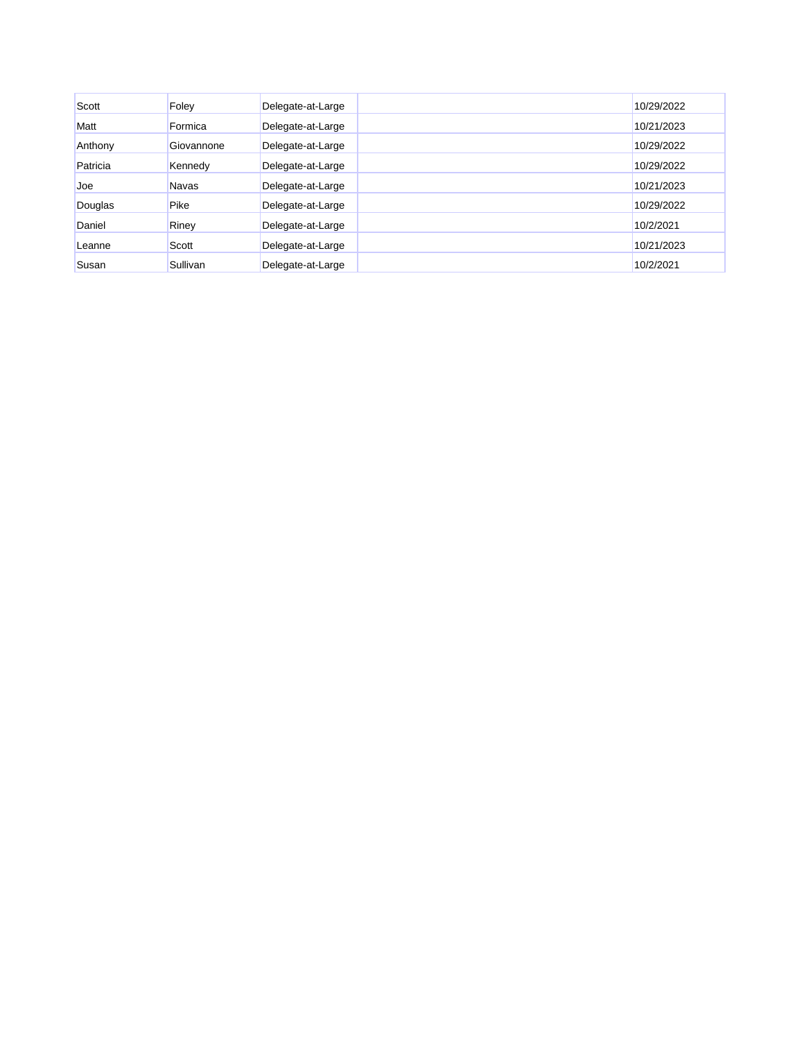| | | | | |
|---|---|---|---|---|
| Scott | Foley | Delegate-at-Large | | 10/29/2022 |
| Matt | Formica | Delegate-at-Large | | 10/21/2023 |
| Anthony | Giovannone | Delegate-at-Large | | 10/29/2022 |
| Patricia | Kennedy | Delegate-at-Large | | 10/29/2022 |
| Joe | Navas | Delegate-at-Large | | 10/21/2023 |
| Douglas | Pike | Delegate-at-Large | | 10/29/2022 |
| Daniel | Riney | Delegate-at-Large | | 10/2/2021 |
| Leanne | Scott | Delegate-at-Large | | 10/21/2023 |
| Susan | Sullivan | Delegate-at-Large | | 10/2/2021 |